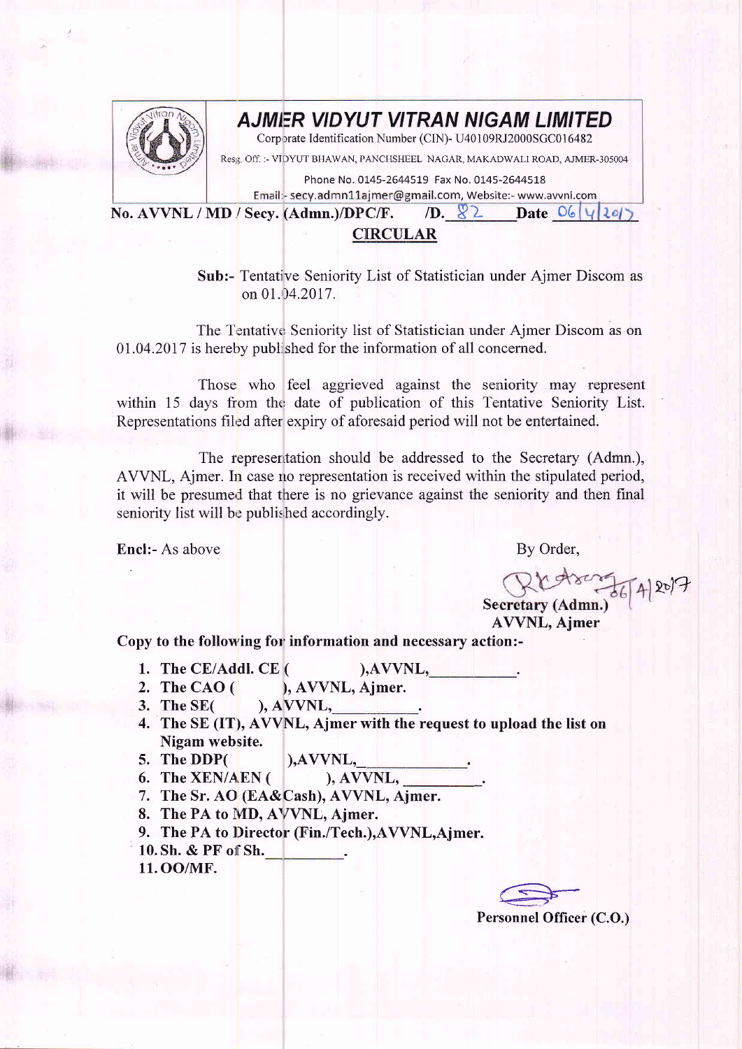# AJMER VIDYUT VITRAN NIGAM LIMITED

Corporate Identification Number (CIN)- U40109RJ2000SGC016482

Resg. Off. :- VIDYUT BHAWAN, PANCHSHEEL NAGAR, MAKADWALI ROAD, AJMER-305004

Phone No. 0145-2644519 Fax No. 0145-2644518

Email:- secy.admn11ajmer@gmail.com, Website:- www.avvnl.com

**No. AVVNL / MD / Secy. (Admn.)/DPC/F. /D. 82 Date 06/4/2017**

## CIRCULAR

**Sub:-** Tentative Seniority List of Statistician under Ajmer Discom as on 01.04.2017.

The Tentative Seniority list of Statistician under Ajmer Discom as on 01.04.2017 is hereby published for the information of all concerned.

Those who feel aggrieved against the seniority may represent within 15 days from the date of publication of this Tentative Seniority List. Representations filed after expiry of aforesaid period will not be entertained.

The representation should be addressed to the Secretary (Admn.), AVVNL, Ajmer. In case no representation is received within the stipulated period, it will be presumed that there is no grievance against the seniority and then final seniority list will be published accordingly.

**Encl:-** As above

By Order,

06/4/2017

**Secretary (Admn.)**
**AVVNL, Ajmer**

**Copy to the following for information and necessary action:-**

1. **The CE/Addl. CE ( ),AVVNL,\_\_\_\_\_\_\_\_\_\_.**
2. **The CAO ( ), AVVNL, Ajmer.**
3. **The SE( ), AVVNL,\_\_\_\_\_\_\_\_\_\_.**
4. **The SE (IT), AVVNL, Ajmer with the request to upload the list on Nigam website.**
5. **The DDP( ),AVVNL,\_\_\_\_\_\_\_\_\_\_\_\_.**
6. **The XEN/AEN ( ), AVVNL, \_\_\_\_\_\_\_\_\_.**
7. **The Sr. AO (EA&Cash), AVVNL, Ajmer.**
8. **The PA to MD, AVVNL, Ajmer.**
9. **The PA to Director (Fin./Tech.),AVVNL,Ajmer.**
10. **Sh. & PF of Sh.\_\_\_\_\_\_\_\_\_.**
11. **OO/MF.**

**Personnel Officer (C.O.)**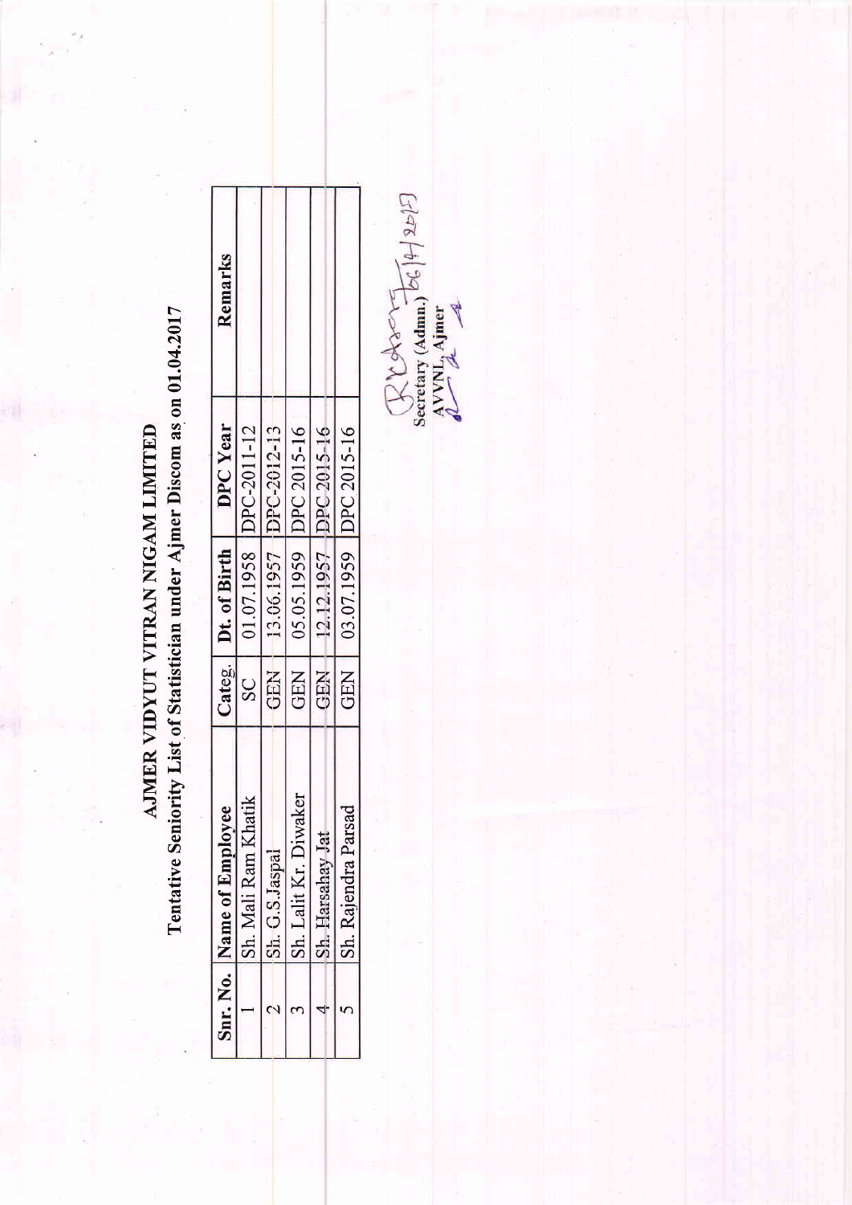# AJMER VIDYUT VITRAN NIGAM LIMITED

## Tentative Seniority List of Statistician under Ajmer Discom as on 01.04.2017

| Snr. No. | Name of Employee | Categ. | Dt. of Birth | DPC Year | Remarks |
|---|---|---|---|---|---|
| 1 | Sh. Mali Ram Khatik | SC | 01.07.1958 | DPC-2011-12 | |
| 2 | Sh. G.S.Jaspal | GEN | 13.06.1957 | DPC-2012-13 | |
| 3 | Sh. Lalit Kr. Diwaker | GEN | 05.05.1959 | DPC 2015-16 | |
| 4 | Sh. Harsahay Jat | GEN | 12.12.1957 | DPC 2015-16 | |
| 5 | Sh. Rajendra Parsad | GEN | 03.07.1959 | DPC 2015-16 | |

06/4/2017

Secretary (Admn.)
AVVNL, Ajmer